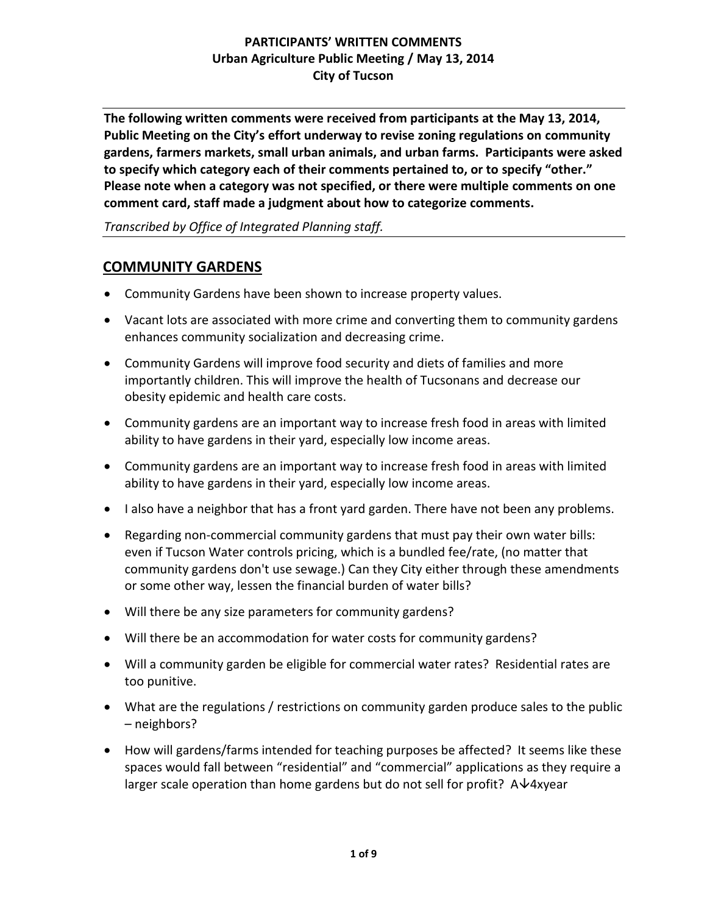**PARTICIPANTS' WRITTEN COMMENTS**
**Urban Agriculture Public Meeting / May 13, 2014**
**City of Tucson**

---

**The following written comments were received from participants at the May 13, 2014, Public Meeting on the City's effort underway to revise zoning regulations on community gardens, farmers markets, small urban animals, and urban farms. Participants were asked to specify which category each of their comments pertained to, or to specify "other." Please note when a category was not specified, or there were multiple comments on one comment card, staff made a judgment about how to categorize comments.**

*Transcribed by Office of Integrated Planning staff.*

---

## COMMUNITY GARDENS

- Community Gardens have been shown to increase property values.
- Vacant lots are associated with more crime and converting them to community gardens enhances community socialization and decreasing crime.
- Community Gardens will improve food security and diets of families and more importantly children. This will improve the health of Tucsonans and decrease our obesity epidemic and health care costs.
- Community gardens are an important way to increase fresh food in areas with limited ability to have gardens in their yard, especially low income areas.
- Community gardens are an important way to increase fresh food in areas with limited ability to have gardens in their yard, especially low income areas.
- I also have a neighbor that has a front yard garden. There have not been any problems.
- Regarding non-commercial community gardens that must pay their own water bills: even if Tucson Water controls pricing, which is a bundled fee/rate, (no matter that community gardens don't use sewage.) Can they City either through these amendments or some other way, lessen the financial burden of water bills?
- Will there be any size parameters for community gardens?
- Will there be an accommodation for water costs for community gardens?
- Will a community garden be eligible for commercial water rates? Residential rates are too punitive.
- What are the regulations / restrictions on community garden produce sales to the public – neighbors?
- How will gardens/farms intended for teaching purposes be affected? It seems like these spaces would fall between "residential" and "commercial" applications as they require a larger scale operation than home gardens but do not sell for profit? A↓4xyear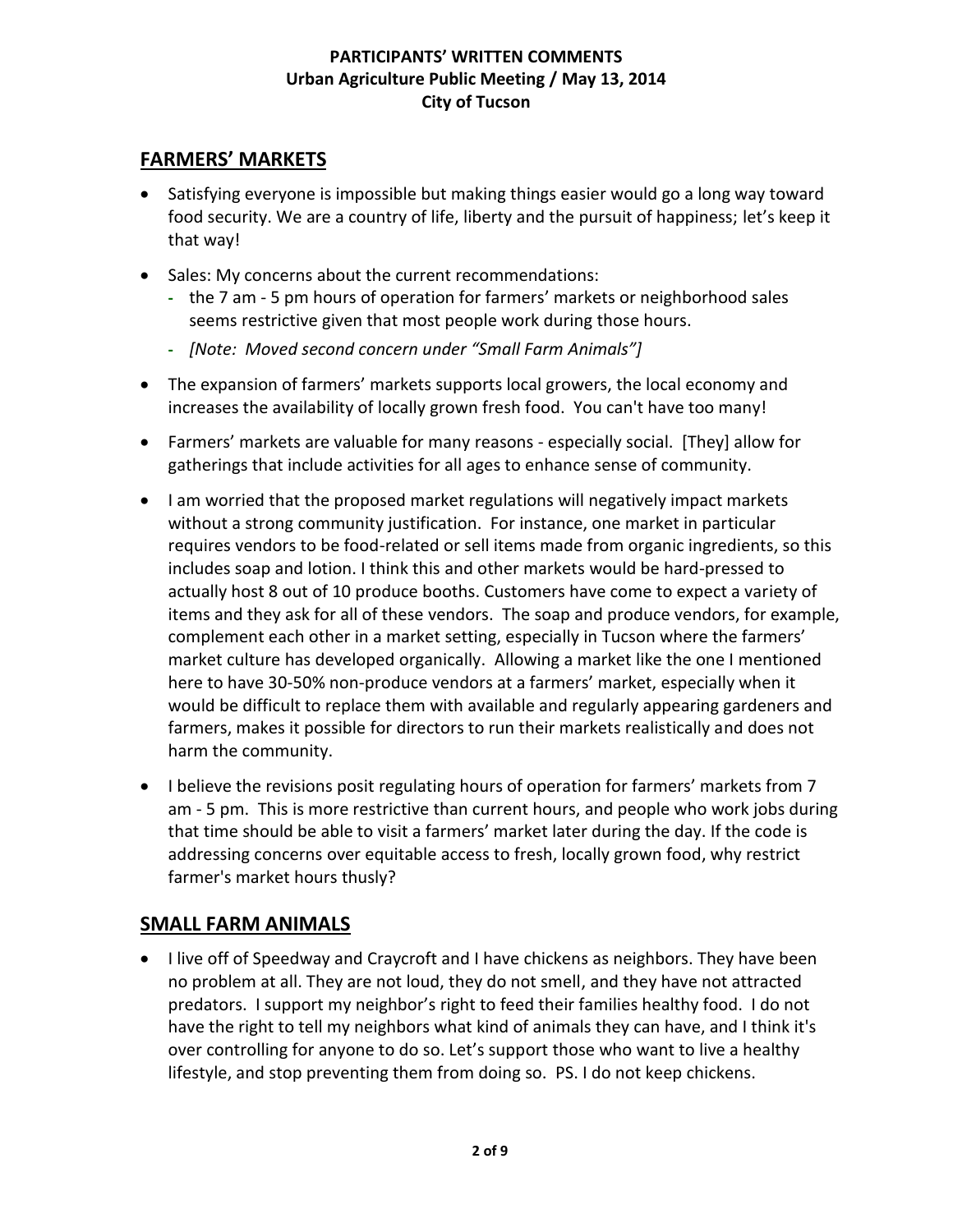# PARTICIPANTS' WRITTEN COMMENTS
**Urban Agriculture Public Meeting / May 13, 2014**
**City of Tucson**

## FARMERS' MARKETS

- Satisfying everyone is impossible but making things easier would go a long way toward food security. We are a country of life, liberty and the pursuit of happiness; let's keep it that way!
- Sales: My concerns about the current recommendations:
  - the 7 am - 5 pm hours of operation for farmers' markets or neighborhood sales seems restrictive given that most people work during those hours.
  - *[Note: Moved second concern under "Small Farm Animals"]*
- The expansion of farmers' markets supports local growers, the local economy and increases the availability of locally grown fresh food. You can't have too many!
- Farmers' markets are valuable for many reasons - especially social. [They] allow for gatherings that include activities for all ages to enhance sense of community.
- I am worried that the proposed market regulations will negatively impact markets without a strong community justification. For instance, one market in particular requires vendors to be food-related or sell items made from organic ingredients, so this includes soap and lotion. I think this and other markets would be hard-pressed to actually host 8 out of 10 produce booths. Customers have come to expect a variety of items and they ask for all of these vendors. The soap and produce vendors, for example, complement each other in a market setting, especially in Tucson where the farmers' market culture has developed organically. Allowing a market like the one I mentioned here to have 30-50% non-produce vendors at a farmers' market, especially when it would be difficult to replace them with available and regularly appearing gardeners and farmers, makes it possible for directors to run their markets realistically and does not harm the community.
- I believe the revisions posit regulating hours of operation for farmers' markets from 7 am - 5 pm. This is more restrictive than current hours, and people who work jobs during that time should be able to visit a farmers' market later during the day. If the code is addressing concerns over equitable access to fresh, locally grown food, why restrict farmer's market hours thusly?

## SMALL FARM ANIMALS

- I live off of Speedway and Craycroft and I have chickens as neighbors. They have been no problem at all. They are not loud, they do not smell, and they have not attracted predators. I support my neighbor's right to feed their families healthy food. I do not have the right to tell my neighbors what kind of animals they can have, and I think it's over controlling for anyone to do so. Let's support those who want to live a healthy lifestyle, and stop preventing them from doing so. PS. I do not keep chickens.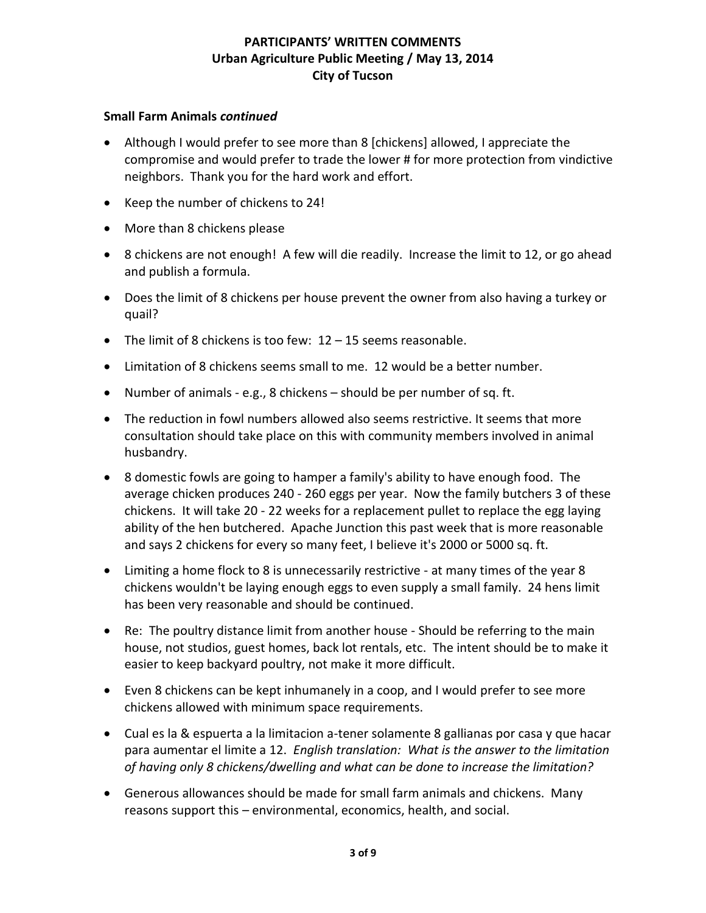# PARTICIPANTS' WRITTEN COMMENTS
## Urban Agriculture Public Meeting / May 13, 2014
## City of Tucson

### Small Farm Animals *continued*

- Although I would prefer to see more than 8 [chickens] allowed, I appreciate the compromise and would prefer to trade the lower # for more protection from vindictive neighbors. Thank you for the hard work and effort.
- Keep the number of chickens to 24!
- More than 8 chickens please
- 8 chickens are not enough! A few will die readily. Increase the limit to 12, or go ahead and publish a formula.
- Does the limit of 8 chickens per house prevent the owner from also having a turkey or quail?
- The limit of 8 chickens is too few: 12 – 15 seems reasonable.
- Limitation of 8 chickens seems small to me. 12 would be a better number.
- Number of animals - e.g., 8 chickens – should be per number of sq. ft.
- The reduction in fowl numbers allowed also seems restrictive. It seems that more consultation should take place on this with community members involved in animal husbandry.
- 8 domestic fowls are going to hamper a family's ability to have enough food. The average chicken produces 240 - 260 eggs per year. Now the family butchers 3 of these chickens. It will take 20 - 22 weeks for a replacement pullet to replace the egg laying ability of the hen butchered. Apache Junction this past week that is more reasonable and says 2 chickens for every so many feet, I believe it's 2000 or 5000 sq. ft.
- Limiting a home flock to 8 is unnecessarily restrictive - at many times of the year 8 chickens wouldn't be laying enough eggs to even supply a small family. 24 hens limit has been very reasonable and should be continued.
- Re: The poultry distance limit from another house - Should be referring to the main house, not studios, guest homes, back lot rentals, etc. The intent should be to make it easier to keep backyard poultry, not make it more difficult.
- Even 8 chickens can be kept inhumanely in a coop, and I would prefer to see more chickens allowed with minimum space requirements.
- Cual es la & espuerta a la limitacion a-tener solamente 8 gallianas por casa y que hacar para aumentar el limite a 12. *English translation: What is the answer to the limitation of having only 8 chickens/dwelling and what can be done to increase the limitation?*
- Generous allowances should be made for small farm animals and chickens. Many reasons support this – environmental, economics, health, and social.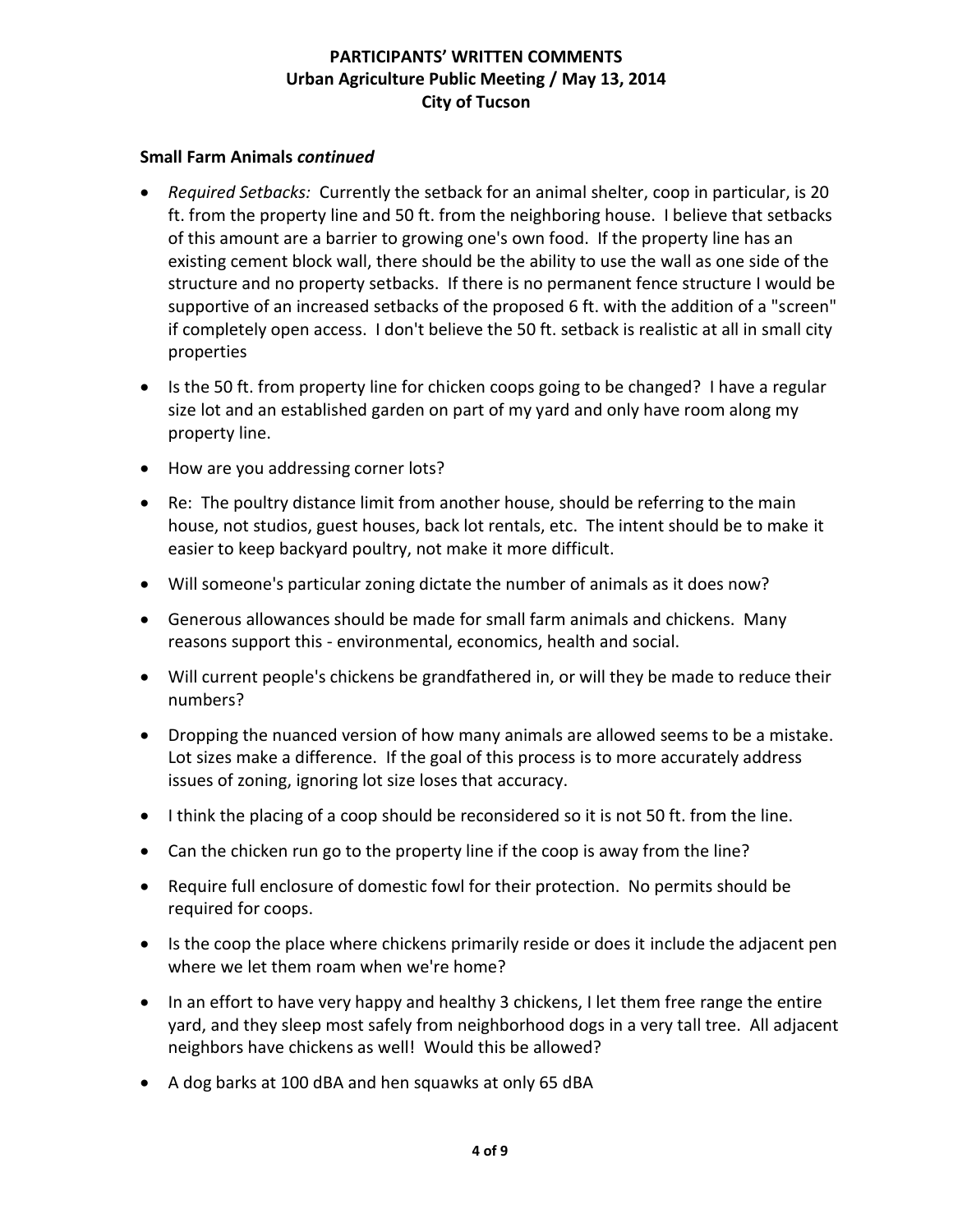**Small Farm Animals *continued***

- *Required Setbacks:* Currently the setback for an animal shelter, coop in particular, is 20 ft. from the property line and 50 ft. from the neighboring house. I believe that setbacks of this amount are a barrier to growing one's own food. If the property line has an existing cement block wall, there should be the ability to use the wall as one side of the structure and no property setbacks. If there is no permanent fence structure I would be supportive of an increased setbacks of the proposed 6 ft. with the addition of a "screen" if completely open access. I don't believe the 50 ft. setback is realistic at all in small city properties
- Is the 50 ft. from property line for chicken coops going to be changed? I have a regular size lot and an established garden on part of my yard and only have room along my property line.
- How are you addressing corner lots?
- Re: The poultry distance limit from another house, should be referring to the main house, not studios, guest houses, back lot rentals, etc. The intent should be to make it easier to keep backyard poultry, not make it more difficult.
- Will someone's particular zoning dictate the number of animals as it does now?
- Generous allowances should be made for small farm animals and chickens. Many reasons support this - environmental, economics, health and social.
- Will current people's chickens be grandfathered in, or will they be made to reduce their numbers?
- Dropping the nuanced version of how many animals are allowed seems to be a mistake. Lot sizes make a difference. If the goal of this process is to more accurately address issues of zoning, ignoring lot size loses that accuracy.
- I think the placing of a coop should be reconsidered so it is not 50 ft. from the line.
- Can the chicken run go to the property line if the coop is away from the line?
- Require full enclosure of domestic fowl for their protection. No permits should be required for coops.
- Is the coop the place where chickens primarily reside or does it include the adjacent pen where we let them roam when we're home?
- In an effort to have very happy and healthy 3 chickens, I let them free range the entire yard, and they sleep most safely from neighborhood dogs in a very tall tree. All adjacent neighbors have chickens as well! Would this be allowed?
- A dog barks at 100 dBA and hen squawks at only 65 dBA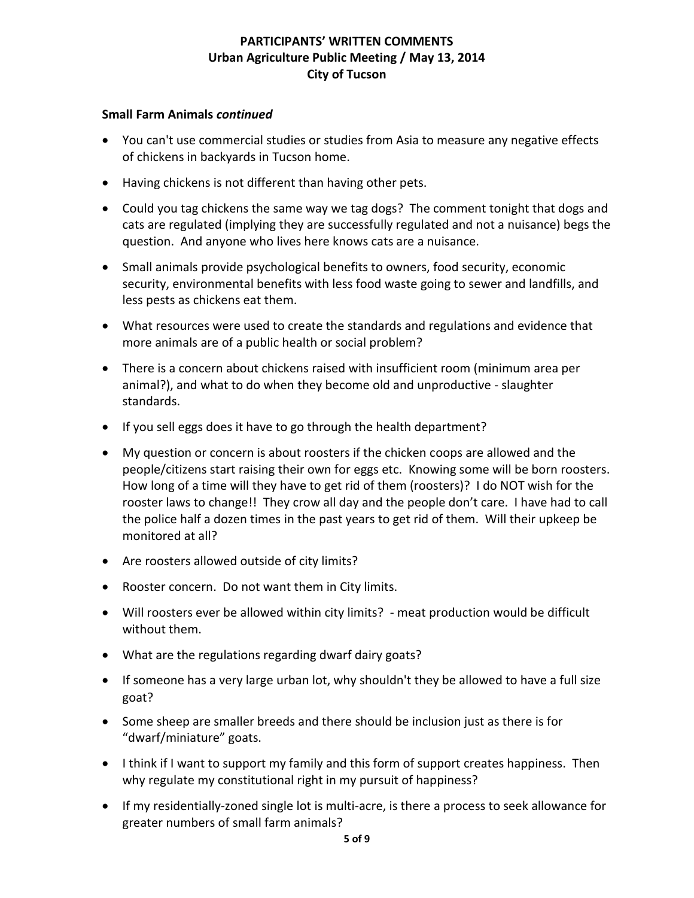**PARTICIPANTS' WRITTEN COMMENTS**
**Urban Agriculture Public Meeting / May 13, 2014**
**City of Tucson**

**Small Farm Animals *continued***

- You can't use commercial studies or studies from Asia to measure any negative effects of chickens in backyards in Tucson home.
- Having chickens is not different than having other pets.
- Could you tag chickens the same way we tag dogs? The comment tonight that dogs and cats are regulated (implying they are successfully regulated and not a nuisance) begs the question. And anyone who lives here knows cats are a nuisance.
- Small animals provide psychological benefits to owners, food security, economic security, environmental benefits with less food waste going to sewer and landfills, and less pests as chickens eat them.
- What resources were used to create the standards and regulations and evidence that more animals are of a public health or social problem?
- There is a concern about chickens raised with insufficient room (minimum area per animal?), and what to do when they become old and unproductive - slaughter standards.
- If you sell eggs does it have to go through the health department?
- My question or concern is about roosters if the chicken coops are allowed and the people/citizens start raising their own for eggs etc. Knowing some will be born roosters. How long of a time will they have to get rid of them (roosters)? I do NOT wish for the rooster laws to change!! They crow all day and the people don't care. I have had to call the police half a dozen times in the past years to get rid of them. Will their upkeep be monitored at all?
- Are roosters allowed outside of city limits?
- Rooster concern. Do not want them in City limits.
- Will roosters ever be allowed within city limits? - meat production would be difficult without them.
- What are the regulations regarding dwarf dairy goats?
- If someone has a very large urban lot, why shouldn't they be allowed to have a full size goat?
- Some sheep are smaller breeds and there should be inclusion just as there is for "dwarf/miniature" goats.
- I think if I want to support my family and this form of support creates happiness. Then why regulate my constitutional right in my pursuit of happiness?
- If my residentially-zoned single lot is multi-acre, is there a process to seek allowance for greater numbers of small farm animals?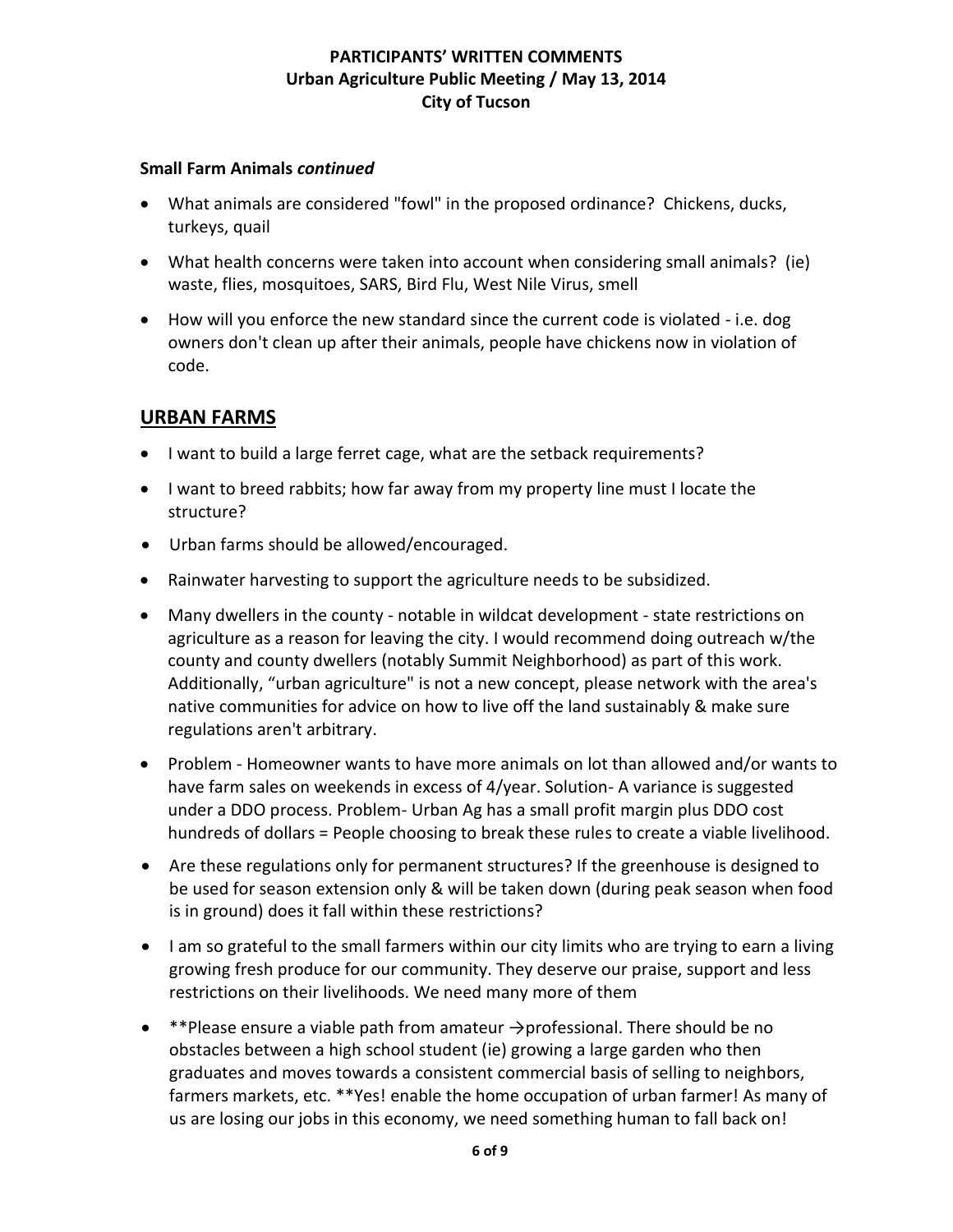**Small Farm Animals** ***continued***

- What animals are considered "fowl" in the proposed ordinance? Chickens, ducks, turkeys, quail
- What health concerns were taken into account when considering small animals? (ie) waste, flies, mosquitoes, SARS, Bird Flu, West Nile Virus, smell
- How will you enforce the new standard since the current code is violated - i.e. dog owners don't clean up after their animals, people have chickens now in violation of code.

## URBAN FARMS

- I want to build a large ferret cage, what are the setback requirements?
- I want to breed rabbits; how far away from my property line must I locate the structure?
- Urban farms should be allowed/encouraged.
- Rainwater harvesting to support the agriculture needs to be subsidized.
- Many dwellers in the county - notable in wildcat development - state restrictions on agriculture as a reason for leaving the city. I would recommend doing outreach w/the county and county dwellers (notably Summit Neighborhood) as part of this work. Additionally, "urban agriculture" is not a new concept, please network with the area's native communities for advice on how to live off the land sustainably & make sure regulations aren't arbitrary.
- Problem - Homeowner wants to have more animals on lot than allowed and/or wants to have farm sales on weekends in excess of 4/year. Solution- A variance is suggested under a DDO process. Problem- Urban Ag has a small profit margin plus DDO cost hundreds of dollars = People choosing to break these rules to create a viable livelihood.
- Are these regulations only for permanent structures? If the greenhouse is designed to be used for season extension only & will be taken down (during peak season when food is in ground) does it fall within these restrictions?
- I am so grateful to the small farmers within our city limits who are trying to earn a living growing fresh produce for our community. They deserve our praise, support and less restrictions on their livelihoods. We need many more of them
- **Please ensure a viable path from amateur →professional. There should be no obstacles between a high school student (ie) growing a large garden who then graduates and moves towards a consistent commercial basis of selling to neighbors, farmers markets, etc. **Yes! enable the home occupation of urban farmer! As many of us are losing our jobs in this economy, we need something human to fall back on!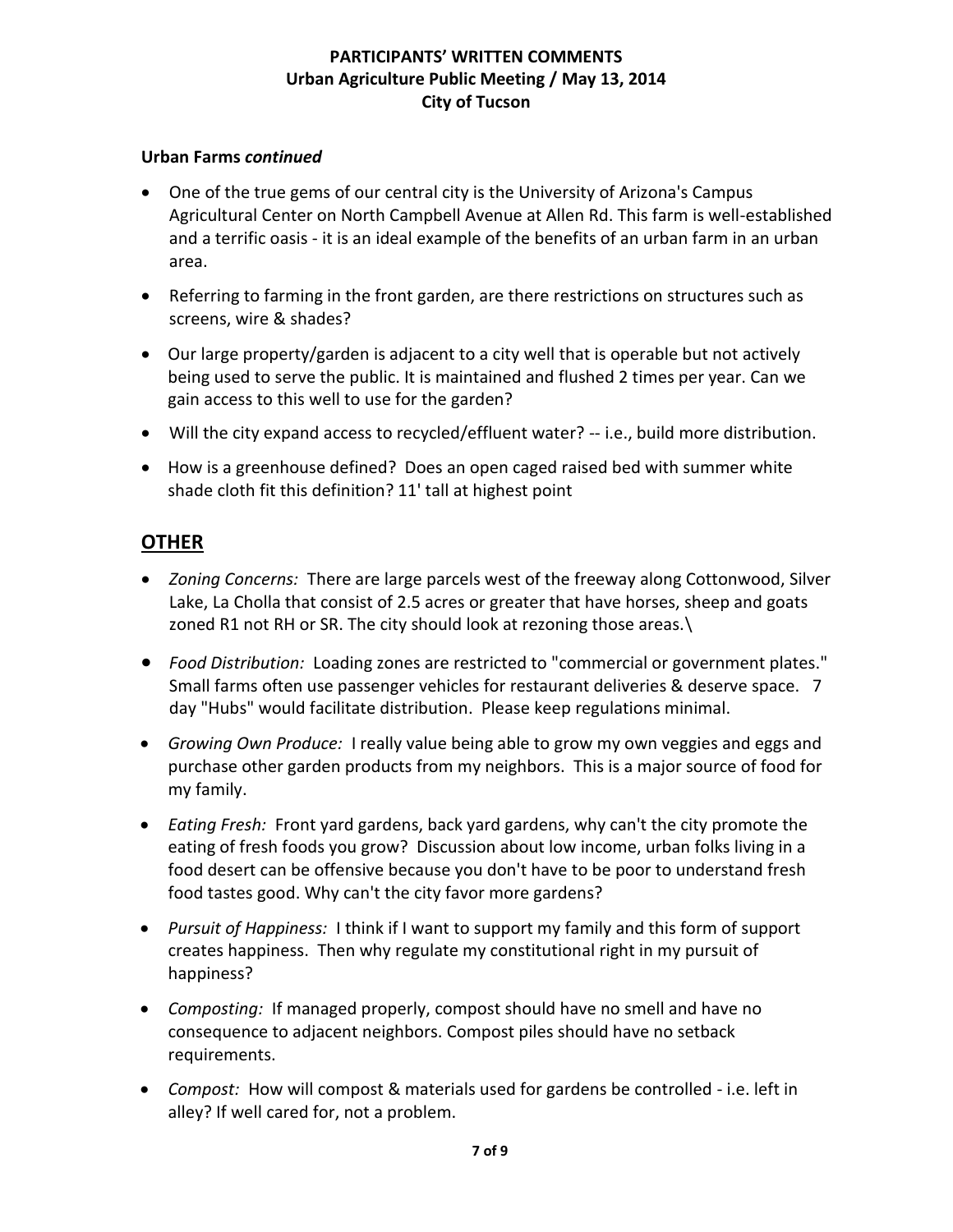**Urban Farms *continued***

- One of the true gems of our central city is the University of Arizona's Campus Agricultural Center on North Campbell Avenue at Allen Rd. This farm is well-established and a terrific oasis - it is an ideal example of the benefits of an urban farm in an urban area.
- Referring to farming in the front garden, are there restrictions on structures such as screens, wire & shades?
- Our large property/garden is adjacent to a city well that is operable but not actively being used to serve the public. It is maintained and flushed 2 times per year. Can we gain access to this well to use for the garden?
- Will the city expand access to recycled/effluent water? -- i.e., build more distribution.
- How is a greenhouse defined? Does an open caged raised bed with summer white shade cloth fit this definition? 11' tall at highest point

## OTHER

- *Zoning Concerns:* There are large parcels west of the freeway along Cottonwood, Silver Lake, La Cholla that consist of 2.5 acres or greater that have horses, sheep and goats zoned R1 not RH or SR. The city should look at rezoning those areas.\
- *Food Distribution:* Loading zones are restricted to "commercial or government plates." Small farms often use passenger vehicles for restaurant deliveries & deserve space. 7 day "Hubs" would facilitate distribution. Please keep regulations minimal.
- *Growing Own Produce:* I really value being able to grow my own veggies and eggs and purchase other garden products from my neighbors. This is a major source of food for my family.
- *Eating Fresh:* Front yard gardens, back yard gardens, why can't the city promote the eating of fresh foods you grow? Discussion about low income, urban folks living in a food desert can be offensive because you don't have to be poor to understand fresh food tastes good. Why can't the city favor more gardens?
- *Pursuit of Happiness:* I think if I want to support my family and this form of support creates happiness. Then why regulate my constitutional right in my pursuit of happiness?
- *Composting:* If managed properly, compost should have no smell and have no consequence to adjacent neighbors. Compost piles should have no setback requirements.
- *Compost:* How will compost & materials used for gardens be controlled - i.e. left in alley? If well cared for, not a problem.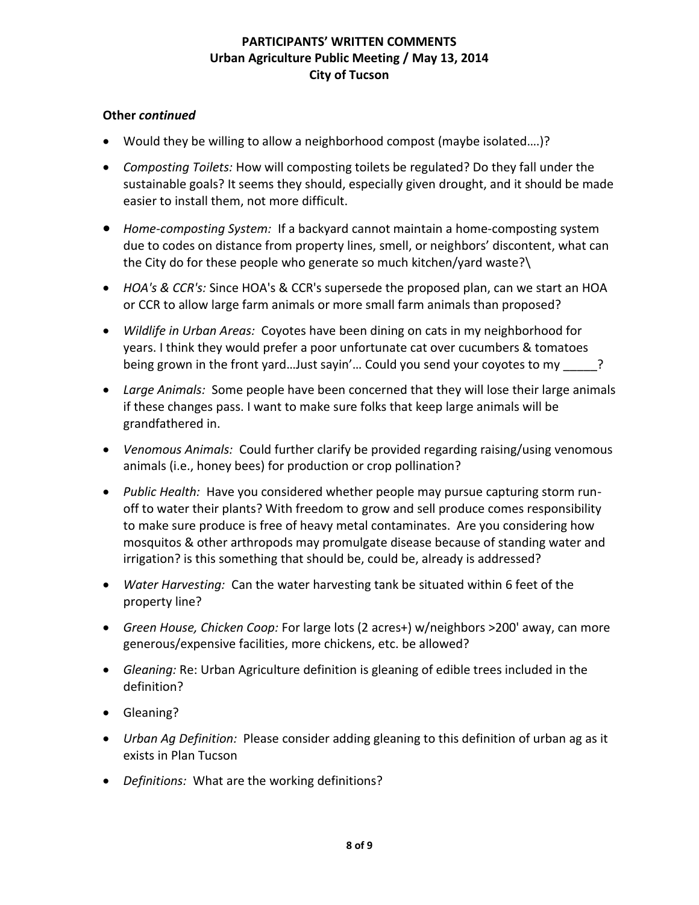**PARTICIPANTS' WRITTEN COMMENTS**
**Urban Agriculture Public Meeting / May 13, 2014**
**City of Tucson**

**Other *continued***

- Would they be willing to allow a neighborhood compost (maybe isolated….)?
- *Composting Toilets:* How will composting toilets be regulated? Do they fall under the sustainable goals? It seems they should, especially given drought, and it should be made easier to install them, not more difficult.
- *Home-composting System:* If a backyard cannot maintain a home-composting system due to codes on distance from property lines, smell, or neighbors' discontent, what can the City do for these people who generate so much kitchen/yard waste?\
- *HOA's & CCR's:* Since HOA's & CCR's supersede the proposed plan, can we start an HOA or CCR to allow large farm animals or more small farm animals than proposed?
- *Wildlife in Urban Areas:* Coyotes have been dining on cats in my neighborhood for years. I think they would prefer a poor unfortunate cat over cucumbers & tomatoes being grown in the front yard…Just sayin'… Could you send your coyotes to my _____?
- *Large Animals:* Some people have been concerned that they will lose their large animals if these changes pass. I want to make sure folks that keep large animals will be grandfathered in.
- *Venomous Animals:* Could further clarify be provided regarding raising/using venomous animals (i.e., honey bees) for production or crop pollination?
- *Public Health:* Have you considered whether people may pursue capturing storm run-off to water their plants? With freedom to grow and sell produce comes responsibility to make sure produce is free of heavy metal contaminates. Are you considering how mosquitos & other arthropods may promulgate disease because of standing water and irrigation? is this something that should be, could be, already is addressed?
- *Water Harvesting:* Can the water harvesting tank be situated within 6 feet of the property line?
- *Green House, Chicken Coop:* For large lots (2 acres+) w/neighbors >200' away, can more generous/expensive facilities, more chickens, etc. be allowed?
- *Gleaning:* Re: Urban Agriculture definition is gleaning of edible trees included in the definition?
- Gleaning?
- *Urban Ag Definition:* Please consider adding gleaning to this definition of urban ag as it exists in Plan Tucson
- *Definitions:* What are the working definitions?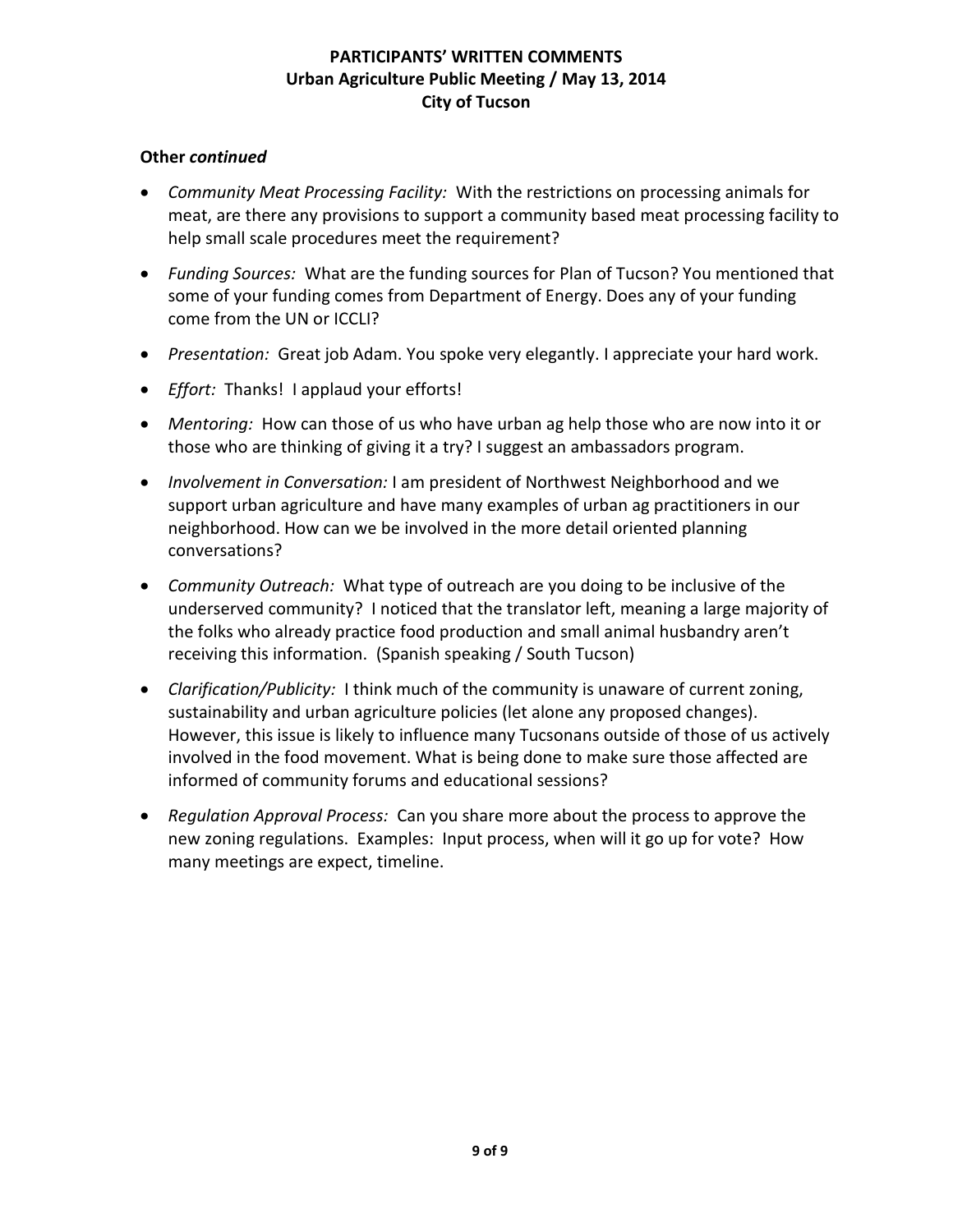### Other *continued*

- *Community Meat Processing Facility:* With the restrictions on processing animals for meat, are there any provisions to support a community based meat processing facility to help small scale procedures meet the requirement?
- *Funding Sources:* What are the funding sources for Plan of Tucson? You mentioned that some of your funding comes from Department of Energy. Does any of your funding come from the UN or ICCLI?
- *Presentation:* Great job Adam. You spoke very elegantly. I appreciate your hard work.
- *Effort:* Thanks! I applaud your efforts!
- *Mentoring:* How can those of us who have urban ag help those who are now into it or those who are thinking of giving it a try? I suggest an ambassadors program.
- *Involvement in Conversation:* I am president of Northwest Neighborhood and we support urban agriculture and have many examples of urban ag practitioners in our neighborhood. How can we be involved in the more detail oriented planning conversations?
- *Community Outreach:* What type of outreach are you doing to be inclusive of the underserved community? I noticed that the translator left, meaning a large majority of the folks who already practice food production and small animal husbandry aren't receiving this information. (Spanish speaking / South Tucson)
- *Clarification/Publicity:* I think much of the community is unaware of current zoning, sustainability and urban agriculture policies (let alone any proposed changes). However, this issue is likely to influence many Tucsonans outside of those of us actively involved in the food movement. What is being done to make sure those affected are informed of community forums and educational sessions?
- *Regulation Approval Process:* Can you share more about the process to approve the new zoning regulations. Examples: Input process, when will it go up for vote? How many meetings are expect, timeline.